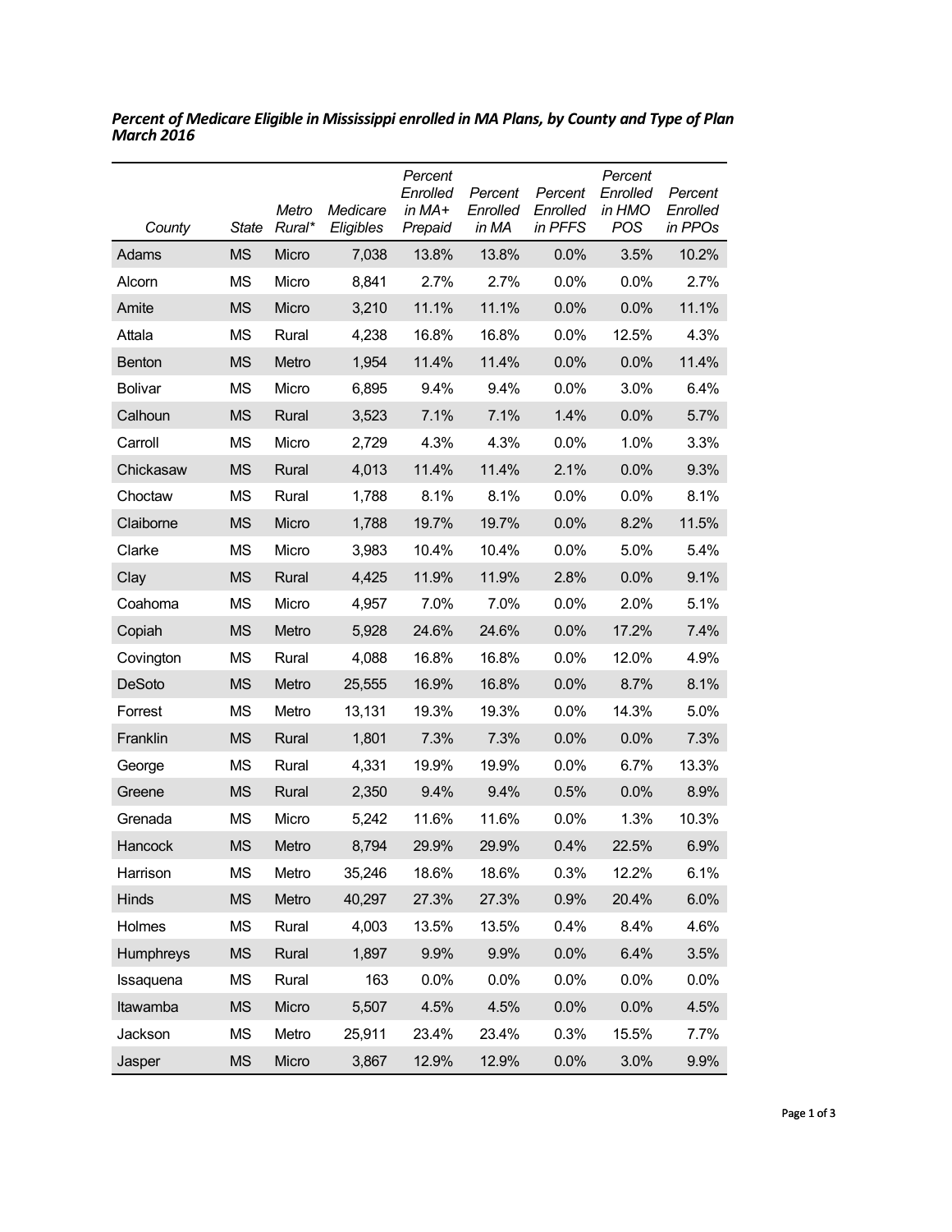***Percent of Medicare Eligible in Mississippi enrolled in MA Plans, by County and Type of Plan March 2016***

| *County* | *State* | *Metro Rural** | *Medicare Eligibles* | *Percent Enrolled in MA+ Prepaid* | *Percent Enrolled in MA* | *Percent Enrolled in PFFS* | *Percent Enrolled in HMO POS* | *Percent Enrolled in PPOs* |
|---|---|---|---|---|---|---|---|---|
| Adams | MS | Micro | 7,038 | 13.8% | 13.8% | 0.0% | 3.5% | 10.2% |
| Alcorn | MS | Micro | 8,841 | 2.7% | 2.7% | 0.0% | 0.0% | 2.7% |
| Amite | MS | Micro | 3,210 | 11.1% | 11.1% | 0.0% | 0.0% | 11.1% |
| Attala | MS | Rural | 4,238 | 16.8% | 16.8% | 0.0% | 12.5% | 4.3% |
| Benton | MS | Metro | 1,954 | 11.4% | 11.4% | 0.0% | 0.0% | 11.4% |
| Bolivar | MS | Micro | 6,895 | 9.4% | 9.4% | 0.0% | 3.0% | 6.4% |
| Calhoun | MS | Rural | 3,523 | 7.1% | 7.1% | 1.4% | 0.0% | 5.7% |
| Carroll | MS | Micro | 2,729 | 4.3% | 4.3% | 0.0% | 1.0% | 3.3% |
| Chickasaw | MS | Rural | 4,013 | 11.4% | 11.4% | 2.1% | 0.0% | 9.3% |
| Choctaw | MS | Rural | 1,788 | 8.1% | 8.1% | 0.0% | 0.0% | 8.1% |
| Claiborne | MS | Micro | 1,788 | 19.7% | 19.7% | 0.0% | 8.2% | 11.5% |
| Clarke | MS | Micro | 3,983 | 10.4% | 10.4% | 0.0% | 5.0% | 5.4% |
| Clay | MS | Rural | 4,425 | 11.9% | 11.9% | 2.8% | 0.0% | 9.1% |
| Coahoma | MS | Micro | 4,957 | 7.0% | 7.0% | 0.0% | 2.0% | 5.1% |
| Copiah | MS | Metro | 5,928 | 24.6% | 24.6% | 0.0% | 17.2% | 7.4% |
| Covington | MS | Rural | 4,088 | 16.8% | 16.8% | 0.0% | 12.0% | 4.9% |
| DeSoto | MS | Metro | 25,555 | 16.9% | 16.8% | 0.0% | 8.7% | 8.1% |
| Forrest | MS | Metro | 13,131 | 19.3% | 19.3% | 0.0% | 14.3% | 5.0% |
| Franklin | MS | Rural | 1,801 | 7.3% | 7.3% | 0.0% | 0.0% | 7.3% |
| George | MS | Rural | 4,331 | 19.9% | 19.9% | 0.0% | 6.7% | 13.3% |
| Greene | MS | Rural | 2,350 | 9.4% | 9.4% | 0.5% | 0.0% | 8.9% |
| Grenada | MS | Micro | 5,242 | 11.6% | 11.6% | 0.0% | 1.3% | 10.3% |
| Hancock | MS | Metro | 8,794 | 29.9% | 29.9% | 0.4% | 22.5% | 6.9% |
| Harrison | MS | Metro | 35,246 | 18.6% | 18.6% | 0.3% | 12.2% | 6.1% |
| Hinds | MS | Metro | 40,297 | 27.3% | 27.3% | 0.9% | 20.4% | 6.0% |
| Holmes | MS | Rural | 4,003 | 13.5% | 13.5% | 0.4% | 8.4% | 4.6% |
| Humphreys | MS | Rural | 1,897 | 9.9% | 9.9% | 0.0% | 6.4% | 3.5% |
| Issaquena | MS | Rural | 163 | 0.0% | 0.0% | 0.0% | 0.0% | 0.0% |
| Itawamba | MS | Micro | 5,507 | 4.5% | 4.5% | 0.0% | 0.0% | 4.5% |
| Jackson | MS | Metro | 25,911 | 23.4% | 23.4% | 0.3% | 15.5% | 7.7% |
| Jasper | MS | Micro | 3,867 | 12.9% | 12.9% | 0.0% | 3.0% | 9.9% |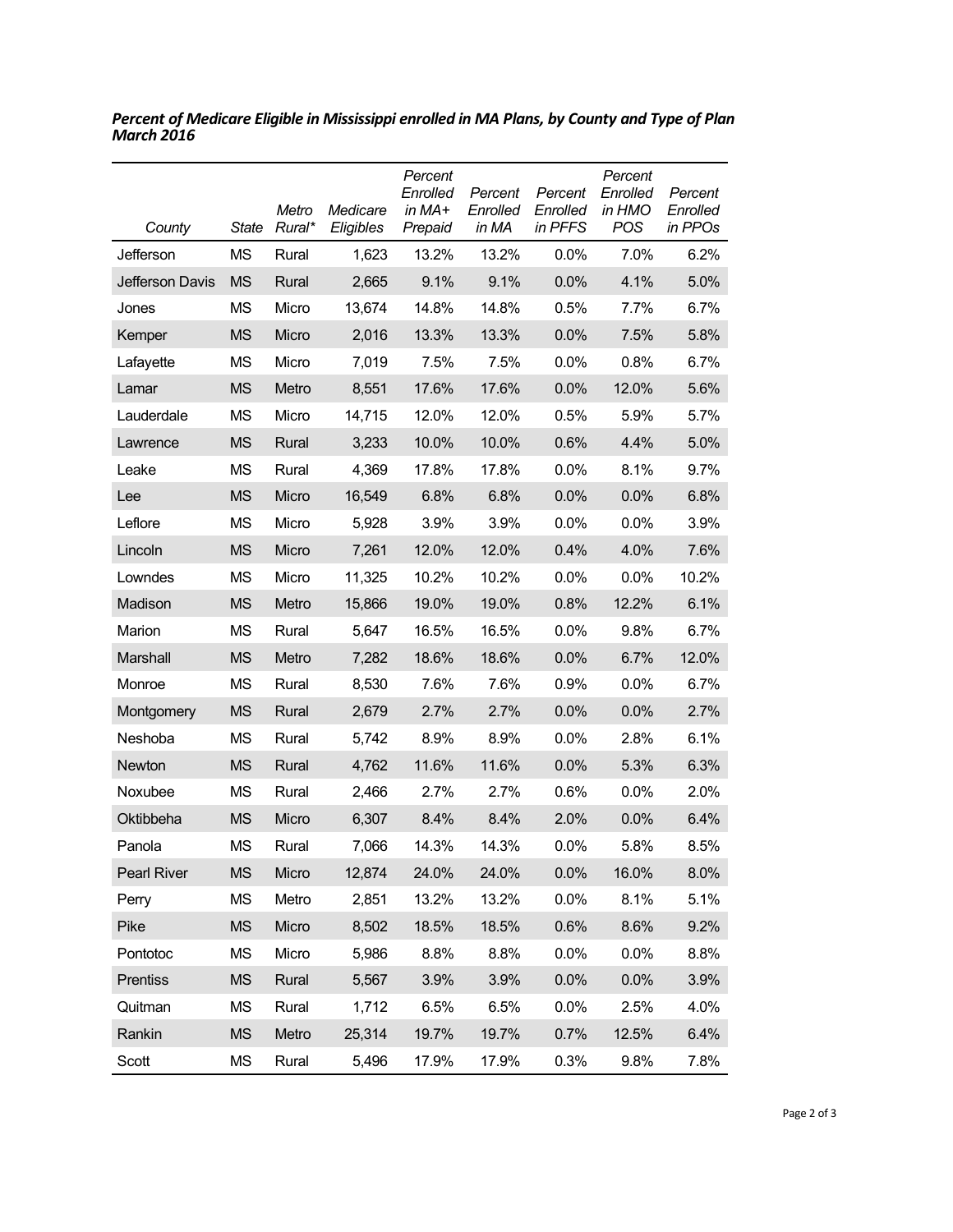***Percent of Medicare Eligible in Mississippi enrolled in MA Plans, by County and Type of Plan March 2016***

| *County* | *State* | *Metro Rural** | *Medicare Eligibles* | *Percent Enrolled in MA+ Prepaid* | *Percent Enrolled in MA* | *Percent Enrolled in PFFS* | *Percent Enrolled in HMO POS* | *Percent Enrolled in PPOs* |
|---|---|---|---|---|---|---|---|---|
| Jefferson | MS | Rural | 1,623 | 13.2% | 13.2% | 0.0% | 7.0% | 6.2% |
| Jefferson Davis | MS | Rural | 2,665 | 9.1% | 9.1% | 0.0% | 4.1% | 5.0% |
| Jones | MS | Micro | 13,674 | 14.8% | 14.8% | 0.5% | 7.7% | 6.7% |
| Kemper | MS | Micro | 2,016 | 13.3% | 13.3% | 0.0% | 7.5% | 5.8% |
| Lafayette | MS | Micro | 7,019 | 7.5% | 7.5% | 0.0% | 0.8% | 6.7% |
| Lamar | MS | Metro | 8,551 | 17.6% | 17.6% | 0.0% | 12.0% | 5.6% |
| Lauderdale | MS | Micro | 14,715 | 12.0% | 12.0% | 0.5% | 5.9% | 5.7% |
| Lawrence | MS | Rural | 3,233 | 10.0% | 10.0% | 0.6% | 4.4% | 5.0% |
| Leake | MS | Rural | 4,369 | 17.8% | 17.8% | 0.0% | 8.1% | 9.7% |
| Lee | MS | Micro | 16,549 | 6.8% | 6.8% | 0.0% | 0.0% | 6.8% |
| Leflore | MS | Micro | 5,928 | 3.9% | 3.9% | 0.0% | 0.0% | 3.9% |
| Lincoln | MS | Micro | 7,261 | 12.0% | 12.0% | 0.4% | 4.0% | 7.6% |
| Lowndes | MS | Micro | 11,325 | 10.2% | 10.2% | 0.0% | 0.0% | 10.2% |
| Madison | MS | Metro | 15,866 | 19.0% | 19.0% | 0.8% | 12.2% | 6.1% |
| Marion | MS | Rural | 5,647 | 16.5% | 16.5% | 0.0% | 9.8% | 6.7% |
| Marshall | MS | Metro | 7,282 | 18.6% | 18.6% | 0.0% | 6.7% | 12.0% |
| Monroe | MS | Rural | 8,530 | 7.6% | 7.6% | 0.9% | 0.0% | 6.7% |
| Montgomery | MS | Rural | 2,679 | 2.7% | 2.7% | 0.0% | 0.0% | 2.7% |
| Neshoba | MS | Rural | 5,742 | 8.9% | 8.9% | 0.0% | 2.8% | 6.1% |
| Newton | MS | Rural | 4,762 | 11.6% | 11.6% | 0.0% | 5.3% | 6.3% |
| Noxubee | MS | Rural | 2,466 | 2.7% | 2.7% | 0.6% | 0.0% | 2.0% |
| Oktibbeha | MS | Micro | 6,307 | 8.4% | 8.4% | 2.0% | 0.0% | 6.4% |
| Panola | MS | Rural | 7,066 | 14.3% | 14.3% | 0.0% | 5.8% | 8.5% |
| Pearl River | MS | Micro | 12,874 | 24.0% | 24.0% | 0.0% | 16.0% | 8.0% |
| Perry | MS | Metro | 2,851 | 13.2% | 13.2% | 0.0% | 8.1% | 5.1% |
| Pike | MS | Micro | 8,502 | 18.5% | 18.5% | 0.6% | 8.6% | 9.2% |
| Pontotoc | MS | Micro | 5,986 | 8.8% | 8.8% | 0.0% | 0.0% | 8.8% |
| Prentiss | MS | Rural | 5,567 | 3.9% | 3.9% | 0.0% | 0.0% | 3.9% |
| Quitman | MS | Rural | 1,712 | 6.5% | 6.5% | 0.0% | 2.5% | 4.0% |
| Rankin | MS | Metro | 25,314 | 19.7% | 19.7% | 0.7% | 12.5% | 6.4% |
| Scott | MS | Rural | 5,496 | 17.9% | 17.9% | 0.3% | 9.8% | 7.8% |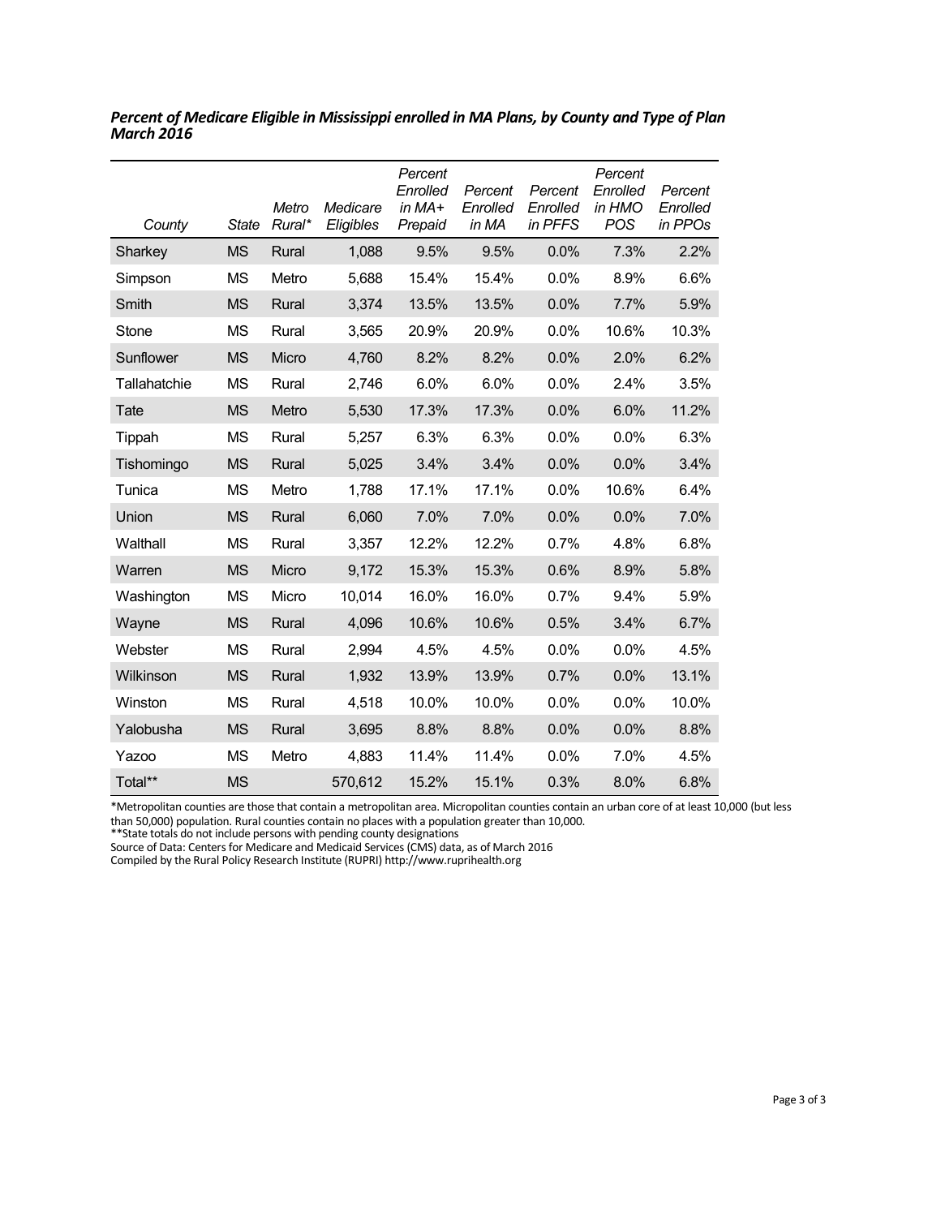***Percent of Medicare Eligible in Mississippi enrolled in MA Plans, by County and Type of Plan March 2016***

| County | State | Metro Rural* | Medicare Eligibles | Percent Enrolled in MA+ Prepaid | Percent Enrolled in MA | Percent Enrolled in PFFS | Percent Enrolled in HMO POS | Percent Enrolled in PPOs |
|---|---|---|---|---|---|---|---|---|
| Sharkey | MS | Rural | 1,088 | 9.5% | 9.5% | 0.0% | 7.3% | 2.2% |
| Simpson | MS | Metro | 5,688 | 15.4% | 15.4% | 0.0% | 8.9% | 6.6% |
| Smith | MS | Rural | 3,374 | 13.5% | 13.5% | 0.0% | 7.7% | 5.9% |
| Stone | MS | Rural | 3,565 | 20.9% | 20.9% | 0.0% | 10.6% | 10.3% |
| Sunflower | MS | Micro | 4,760 | 8.2% | 8.2% | 0.0% | 2.0% | 6.2% |
| Tallahatchie | MS | Rural | 2,746 | 6.0% | 6.0% | 0.0% | 2.4% | 3.5% |
| Tate | MS | Metro | 5,530 | 17.3% | 17.3% | 0.0% | 6.0% | 11.2% |
| Tippah | MS | Rural | 5,257 | 6.3% | 6.3% | 0.0% | 0.0% | 6.3% |
| Tishomingo | MS | Rural | 5,025 | 3.4% | 3.4% | 0.0% | 0.0% | 3.4% |
| Tunica | MS | Metro | 1,788 | 17.1% | 17.1% | 0.0% | 10.6% | 6.4% |
| Union | MS | Rural | 6,060 | 7.0% | 7.0% | 0.0% | 0.0% | 7.0% |
| Walthall | MS | Rural | 3,357 | 12.2% | 12.2% | 0.7% | 4.8% | 6.8% |
| Warren | MS | Micro | 9,172 | 15.3% | 15.3% | 0.6% | 8.9% | 5.8% |
| Washington | MS | Micro | 10,014 | 16.0% | 16.0% | 0.7% | 9.4% | 5.9% |
| Wayne | MS | Rural | 4,096 | 10.6% | 10.6% | 0.5% | 3.4% | 6.7% |
| Webster | MS | Rural | 2,994 | 4.5% | 4.5% | 0.0% | 0.0% | 4.5% |
| Wilkinson | MS | Rural | 1,932 | 13.9% | 13.9% | 0.7% | 0.0% | 13.1% |
| Winston | MS | Rural | 4,518 | 10.0% | 10.0% | 0.0% | 0.0% | 10.0% |
| Yalobusha | MS | Rural | 3,695 | 8.8% | 8.8% | 0.0% | 0.0% | 8.8% |
| Yazoo | MS | Metro | 4,883 | 11.4% | 11.4% | 0.0% | 7.0% | 4.5% |
| Total** | MS | | 570,612 | 15.2% | 15.1% | 0.3% | 8.0% | 6.8% |

*Metropolitan counties are those that contain a metropolitan area. Micropolitan counties contain an urban core of at least 10,000 (but less than 50,000) population. Rural counties contain no places with a population greater than 10,000.
**State totals do not include persons with pending county designations
Source of Data: Centers for Medicare and Medicaid Services (CMS) data, as of March 2016
Compiled by the Rural Policy Research Institute (RUPRI) http://www.ruprihealth.org